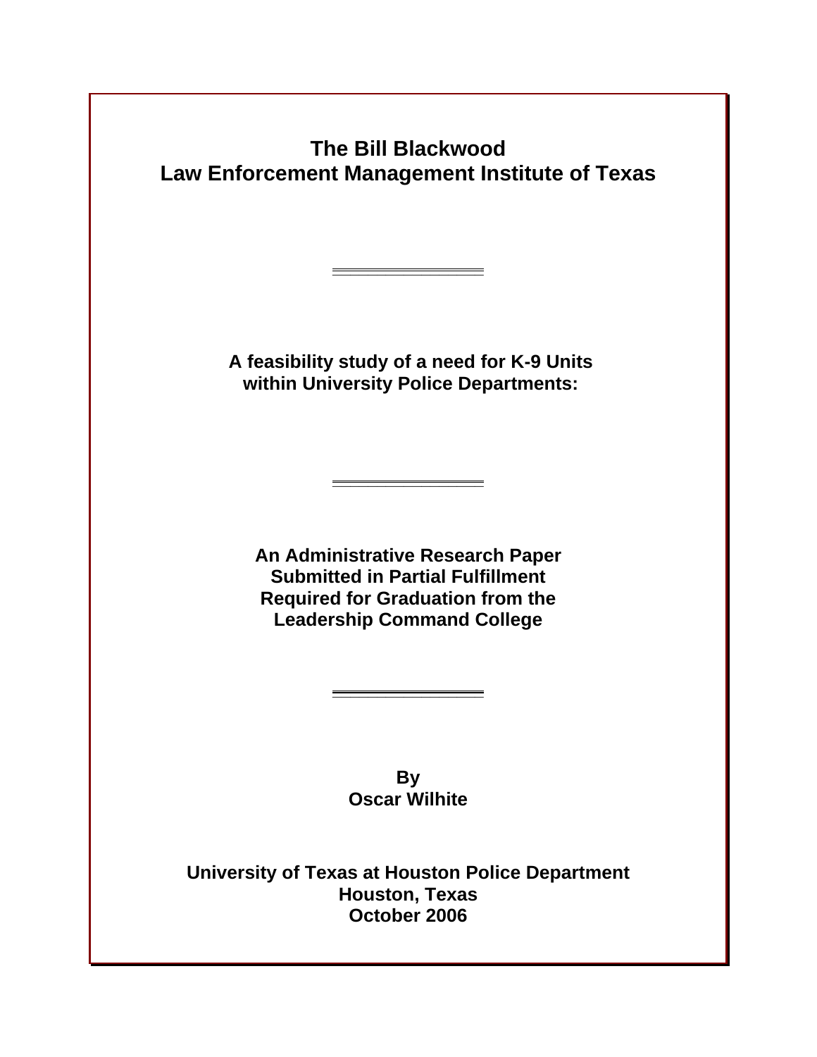# The Bill Blackwood
# Law Enforcement Management Institute of Texas

---

**A feasibility study of a need for K-9 Units within University Police Departments:**

---

**An Administrative Research Paper Submitted in Partial Fulfillment Required for Graduation from the Leadership Command College**

---

**By**
**Oscar Wilhite**

**University of Texas at Houston Police Department**
**Houston, Texas**
**October 2006**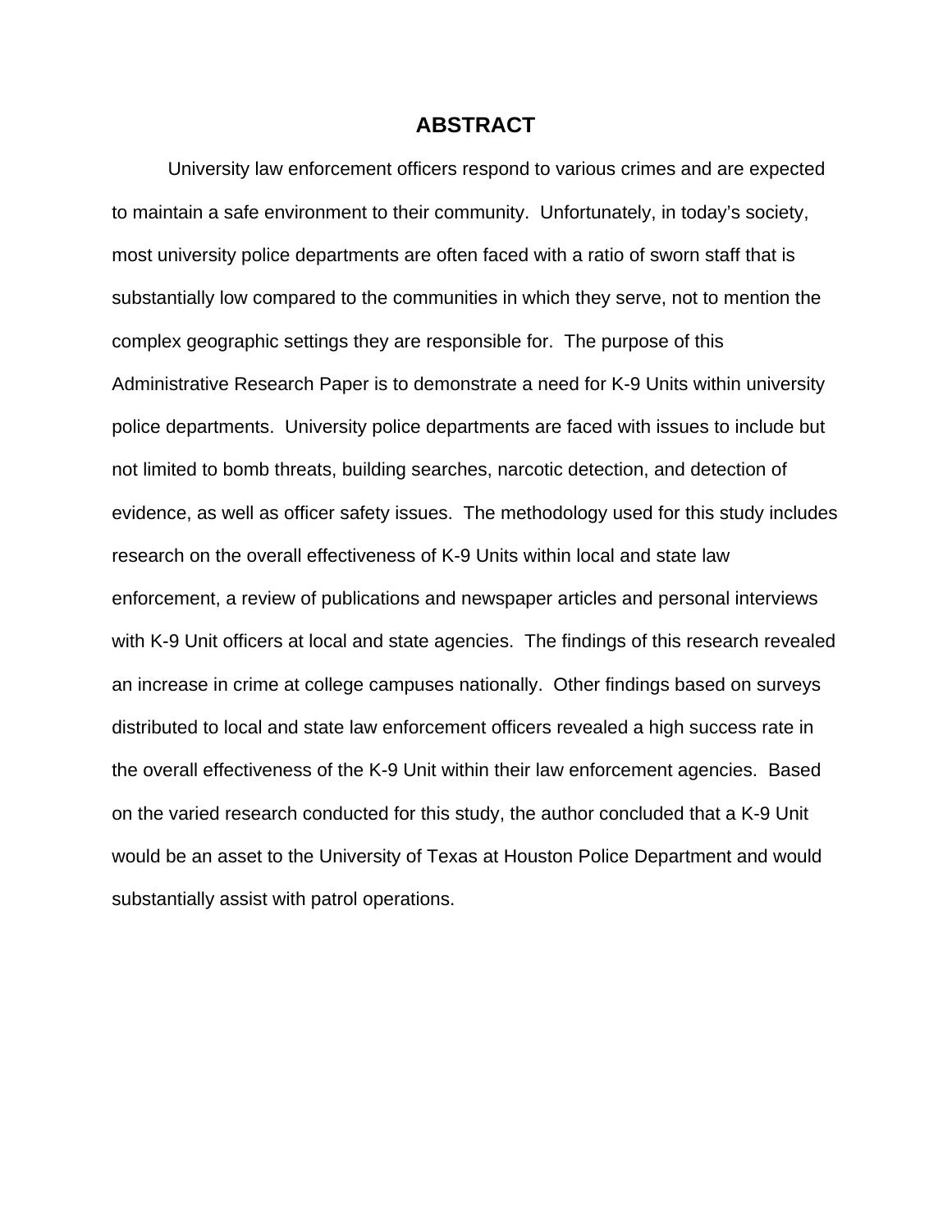# ABSTRACT

University law enforcement officers respond to various crimes and are expected to maintain a safe environment to their community. Unfortunately, in today's society, most university police departments are often faced with a ratio of sworn staff that is substantially low compared to the communities in which they serve, not to mention the complex geographic settings they are responsible for. The purpose of this Administrative Research Paper is to demonstrate a need for K-9 Units within university police departments. University police departments are faced with issues to include but not limited to bomb threats, building searches, narcotic detection, and detection of evidence, as well as officer safety issues. The methodology used for this study includes research on the overall effectiveness of K-9 Units within local and state law enforcement, a review of publications and newspaper articles and personal interviews with K-9 Unit officers at local and state agencies. The findings of this research revealed an increase in crime at college campuses nationally. Other findings based on surveys distributed to local and state law enforcement officers revealed a high success rate in the overall effectiveness of the K-9 Unit within their law enforcement agencies. Based on the varied research conducted for this study, the author concluded that a K-9 Unit would be an asset to the University of Texas at Houston Police Department and would substantially assist with patrol operations.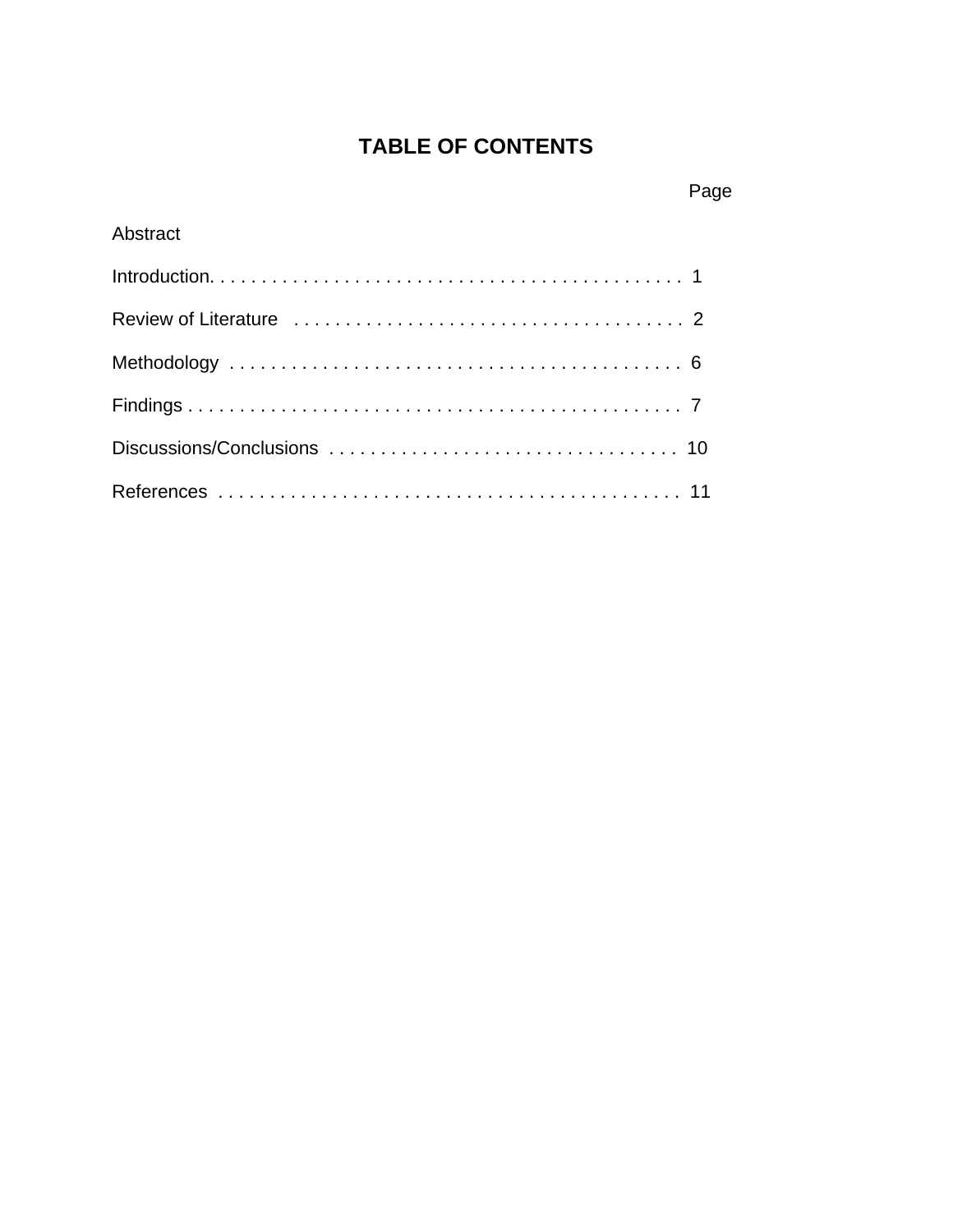# TABLE OF CONTENTS

| | Page |
|---|---|
| Abstract | |
| Introduction | 1 |
| Review of Literature | 2 |
| Methodology | 6 |
| Findings | 7 |
| Discussions/Conclusions | 10 |
| References | 11 |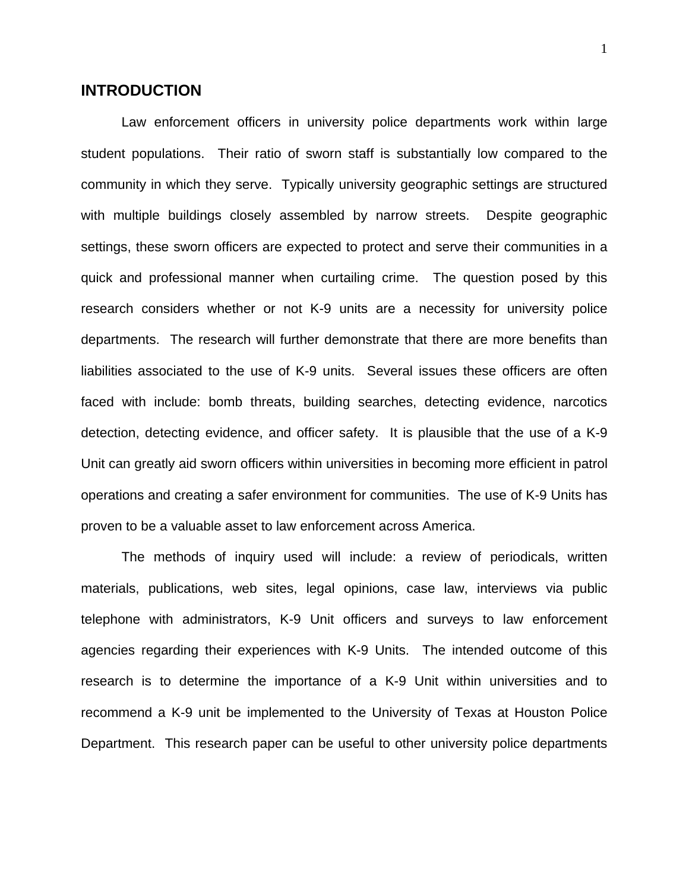## INTRODUCTION

Law enforcement officers in university police departments work within large student populations. Their ratio of sworn staff is substantially low compared to the community in which they serve. Typically university geographic settings are structured with multiple buildings closely assembled by narrow streets. Despite geographic settings, these sworn officers are expected to protect and serve their communities in a quick and professional manner when curtailing crime. The question posed by this research considers whether or not K-9 units are a necessity for university police departments. The research will further demonstrate that there are more benefits than liabilities associated to the use of K-9 units. Several issues these officers are often faced with include: bomb threats, building searches, detecting evidence, narcotics detection, detecting evidence, and officer safety. It is plausible that the use of a K-9 Unit can greatly aid sworn officers within universities in becoming more efficient in patrol operations and creating a safer environment for communities. The use of K-9 Units has proven to be a valuable asset to law enforcement across America.

The methods of inquiry used will include: a review of periodicals, written materials, publications, web sites, legal opinions, case law, interviews via public telephone with administrators, K-9 Unit officers and surveys to law enforcement agencies regarding their experiences with K-9 Units. The intended outcome of this research is to determine the importance of a K-9 Unit within universities and to recommend a K-9 unit be implemented to the University of Texas at Houston Police Department. This research paper can be useful to other university police departments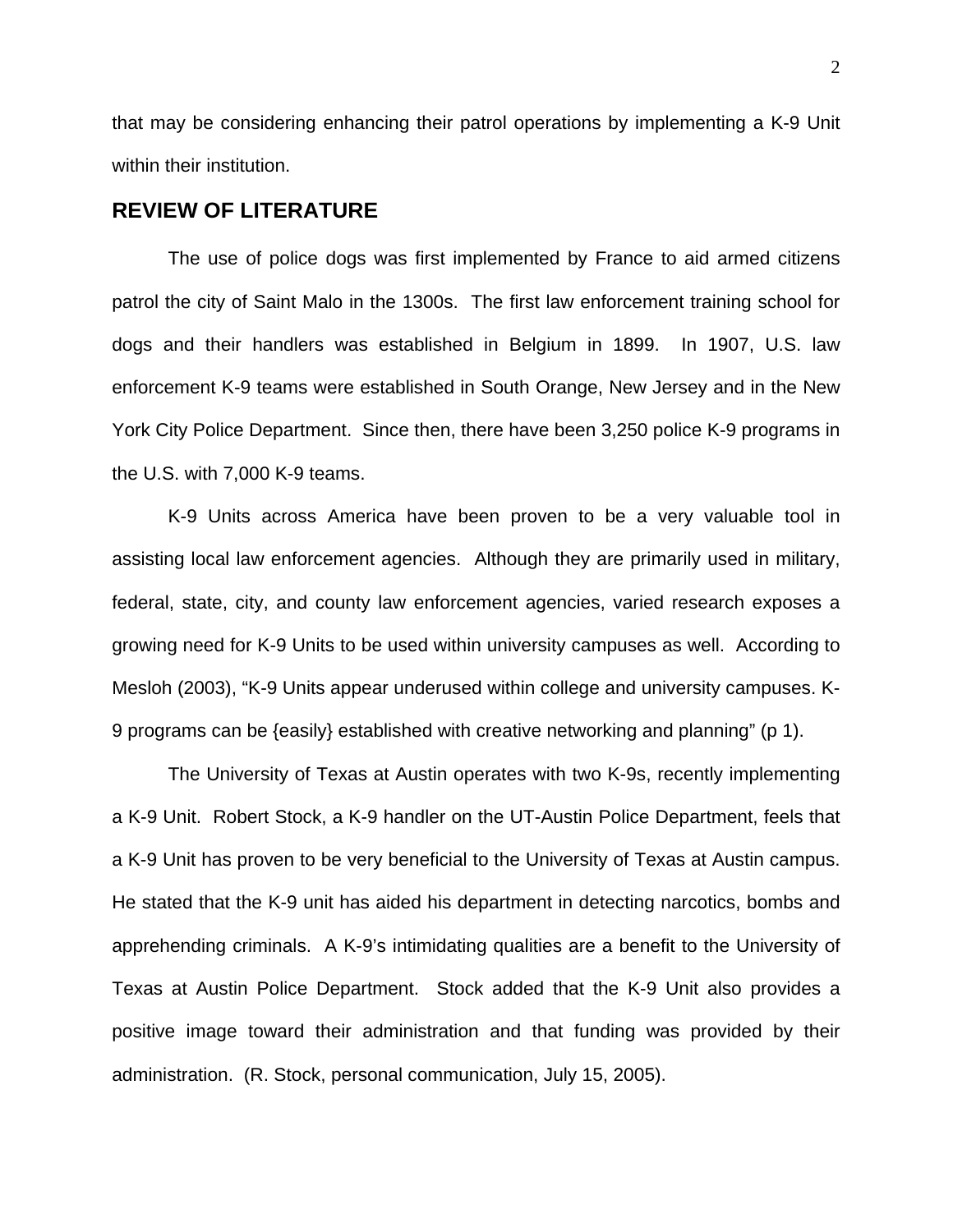that may be considering enhancing their patrol operations by implementing a K-9 Unit within their institution.

## REVIEW OF LITERATURE

The use of police dogs was first implemented by France to aid armed citizens patrol the city of Saint Malo in the 1300s. The first law enforcement training school for dogs and their handlers was established in Belgium in 1899. In 1907, U.S. law enforcement K-9 teams were established in South Orange, New Jersey and in the New York City Police Department. Since then, there have been 3,250 police K-9 programs in the U.S. with 7,000 K-9 teams.

K-9 Units across America have been proven to be a very valuable tool in assisting local law enforcement agencies. Although they are primarily used in military, federal, state, city, and county law enforcement agencies, varied research exposes a growing need for K-9 Units to be used within university campuses as well. According to Mesloh (2003), “K-9 Units appear underused within college and university campuses. K-9 programs can be {easily} established with creative networking and planning” (p 1).

The University of Texas at Austin operates with two K-9s, recently implementing a K-9 Unit. Robert Stock, a K-9 handler on the UT-Austin Police Department, feels that a K-9 Unit has proven to be very beneficial to the University of Texas at Austin campus. He stated that the K-9 unit has aided his department in detecting narcotics, bombs and apprehending criminals. A K-9’s intimidating qualities are a benefit to the University of Texas at Austin Police Department. Stock added that the K-9 Unit also provides a positive image toward their administration and that funding was provided by their administration. (R. Stock, personal communication, July 15, 2005).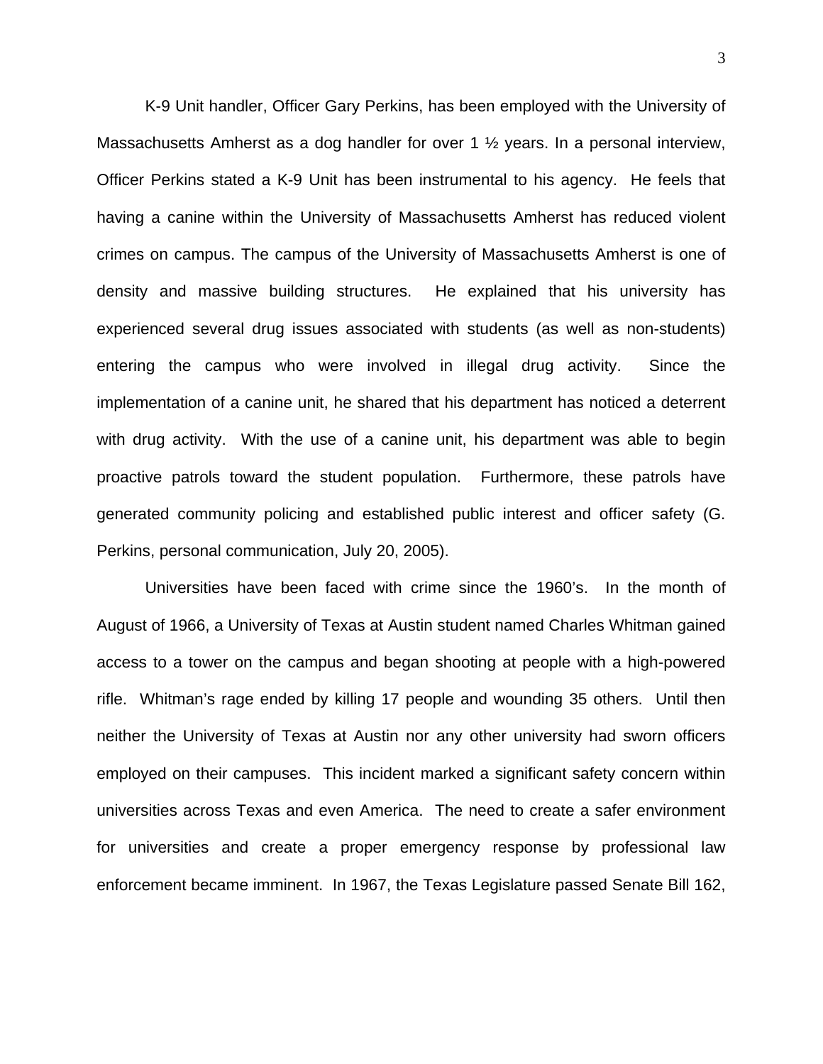K-9 Unit handler, Officer Gary Perkins, has been employed with the University of Massachusetts Amherst as a dog handler for over 1 ½ years. In a personal interview, Officer Perkins stated a K-9 Unit has been instrumental to his agency. He feels that having a canine within the University of Massachusetts Amherst has reduced violent crimes on campus. The campus of the University of Massachusetts Amherst is one of density and massive building structures. He explained that his university has experienced several drug issues associated with students (as well as non-students) entering the campus who were involved in illegal drug activity. Since the implementation of a canine unit, he shared that his department has noticed a deterrent with drug activity. With the use of a canine unit, his department was able to begin proactive patrols toward the student population. Furthermore, these patrols have generated community policing and established public interest and officer safety (G. Perkins, personal communication, July 20, 2005).

Universities have been faced with crime since the 1960's. In the month of August of 1966, a University of Texas at Austin student named Charles Whitman gained access to a tower on the campus and began shooting at people with a high-powered rifle. Whitman's rage ended by killing 17 people and wounding 35 others. Until then neither the University of Texas at Austin nor any other university had sworn officers employed on their campuses. This incident marked a significant safety concern within universities across Texas and even America. The need to create a safer environment for universities and create a proper emergency response by professional law enforcement became imminent. In 1967, the Texas Legislature passed Senate Bill 162,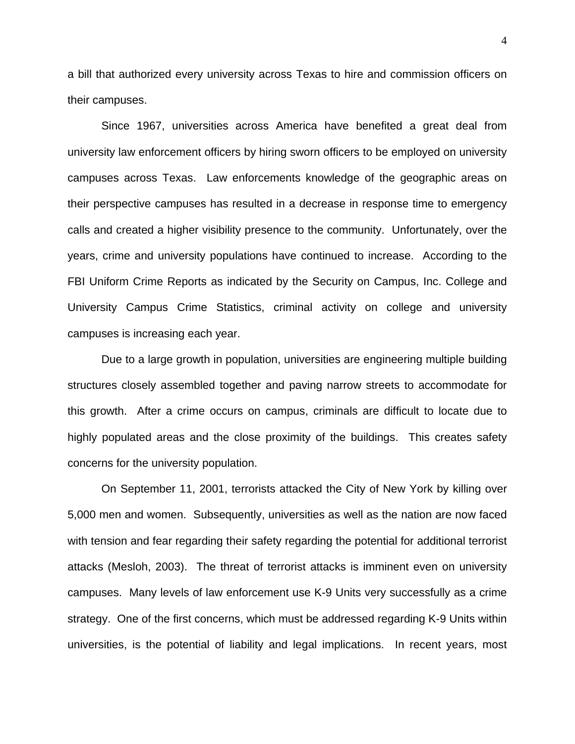a bill that authorized every university across Texas to hire and commission officers on their campuses.

Since 1967, universities across America have benefited a great deal from university law enforcement officers by hiring sworn officers to be employed on university campuses across Texas. Law enforcements knowledge of the geographic areas on their perspective campuses has resulted in a decrease in response time to emergency calls and created a higher visibility presence to the community. Unfortunately, over the years, crime and university populations have continued to increase. According to the FBI Uniform Crime Reports as indicated by the Security on Campus, Inc. College and University Campus Crime Statistics, criminal activity on college and university campuses is increasing each year.

Due to a large growth in population, universities are engineering multiple building structures closely assembled together and paving narrow streets to accommodate for this growth. After a crime occurs on campus, criminals are difficult to locate due to highly populated areas and the close proximity of the buildings. This creates safety concerns for the university population.

On September 11, 2001, terrorists attacked the City of New York by killing over 5,000 men and women. Subsequently, universities as well as the nation are now faced with tension and fear regarding their safety regarding the potential for additional terrorist attacks (Mesloh, 2003). The threat of terrorist attacks is imminent even on university campuses. Many levels of law enforcement use K-9 Units very successfully as a crime strategy. One of the first concerns, which must be addressed regarding K-9 Units within universities, is the potential of liability and legal implications. In recent years, most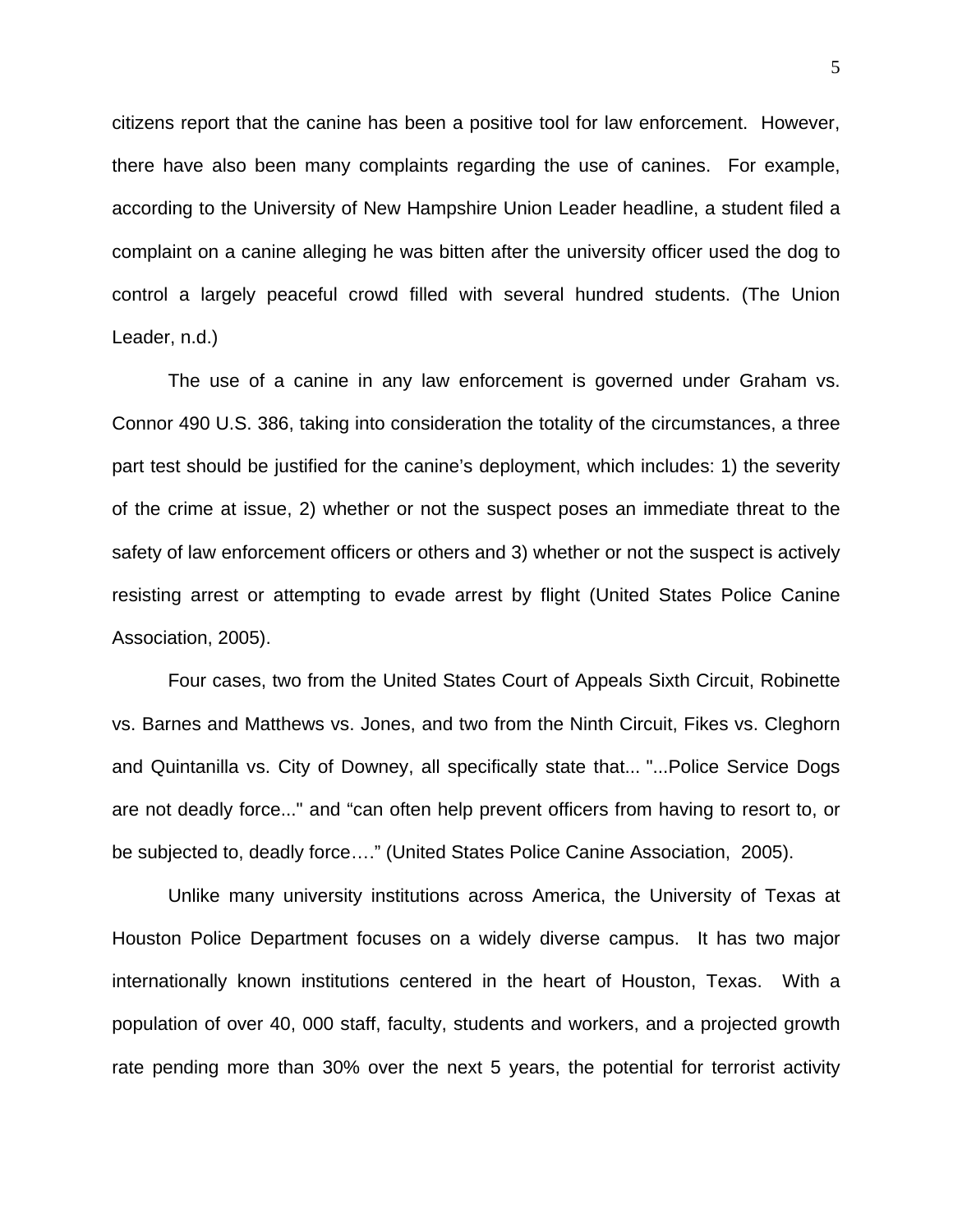citizens report that the canine has been a positive tool for law enforcement. However, there have also been many complaints regarding the use of canines. For example, according to the University of New Hampshire Union Leader headline, a student filed a complaint on a canine alleging he was bitten after the university officer used the dog to control a largely peaceful crowd filled with several hundred students. (The Union Leader, n.d.)

The use of a canine in any law enforcement is governed under Graham vs. Connor 490 U.S. 386, taking into consideration the totality of the circumstances, a three part test should be justified for the canine's deployment, which includes: 1) the severity of the crime at issue, 2) whether or not the suspect poses an immediate threat to the safety of law enforcement officers or others and 3) whether or not the suspect is actively resisting arrest or attempting to evade arrest by flight (United States Police Canine Association, 2005).

Four cases, two from the United States Court of Appeals Sixth Circuit, Robinette vs. Barnes and Matthews vs. Jones, and two from the Ninth Circuit, Fikes vs. Cleghorn and Quintanilla vs. City of Downey, all specifically state that... "...Police Service Dogs are not deadly force..." and "can often help prevent officers from having to resort to, or be subjected to, deadly force…." (United States Police Canine Association, 2005).

Unlike many university institutions across America, the University of Texas at Houston Police Department focuses on a widely diverse campus. It has two major internationally known institutions centered in the heart of Houston, Texas. With a population of over 40, 000 staff, faculty, students and workers, and a projected growth rate pending more than 30% over the next 5 years, the potential for terrorist activity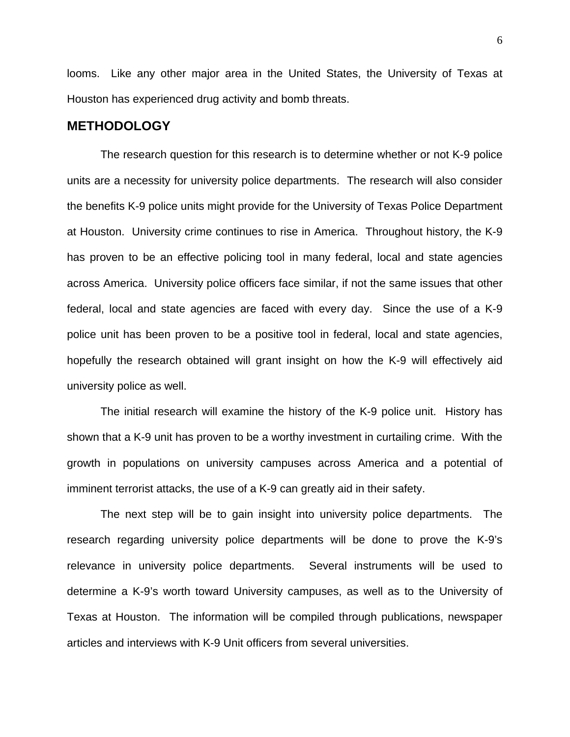looms. Like any other major area in the United States, the University of Texas at Houston has experienced drug activity and bomb threats.

## METHODOLOGY

The research question for this research is to determine whether or not K-9 police units are a necessity for university police departments. The research will also consider the benefits K-9 police units might provide for the University of Texas Police Department at Houston. University crime continues to rise in America. Throughout history, the K-9 has proven to be an effective policing tool in many federal, local and state agencies across America. University police officers face similar, if not the same issues that other federal, local and state agencies are faced with every day. Since the use of a K-9 police unit has been proven to be a positive tool in federal, local and state agencies, hopefully the research obtained will grant insight on how the K-9 will effectively aid university police as well.

The initial research will examine the history of the K-9 police unit. History has shown that a K-9 unit has proven to be a worthy investment in curtailing crime. With the growth in populations on university campuses across America and a potential of imminent terrorist attacks, the use of a K-9 can greatly aid in their safety.

The next step will be to gain insight into university police departments. The research regarding university police departments will be done to prove the K-9's relevance in university police departments. Several instruments will be used to determine a K-9's worth toward University campuses, as well as to the University of Texas at Houston. The information will be compiled through publications, newspaper articles and interviews with K-9 Unit officers from several universities.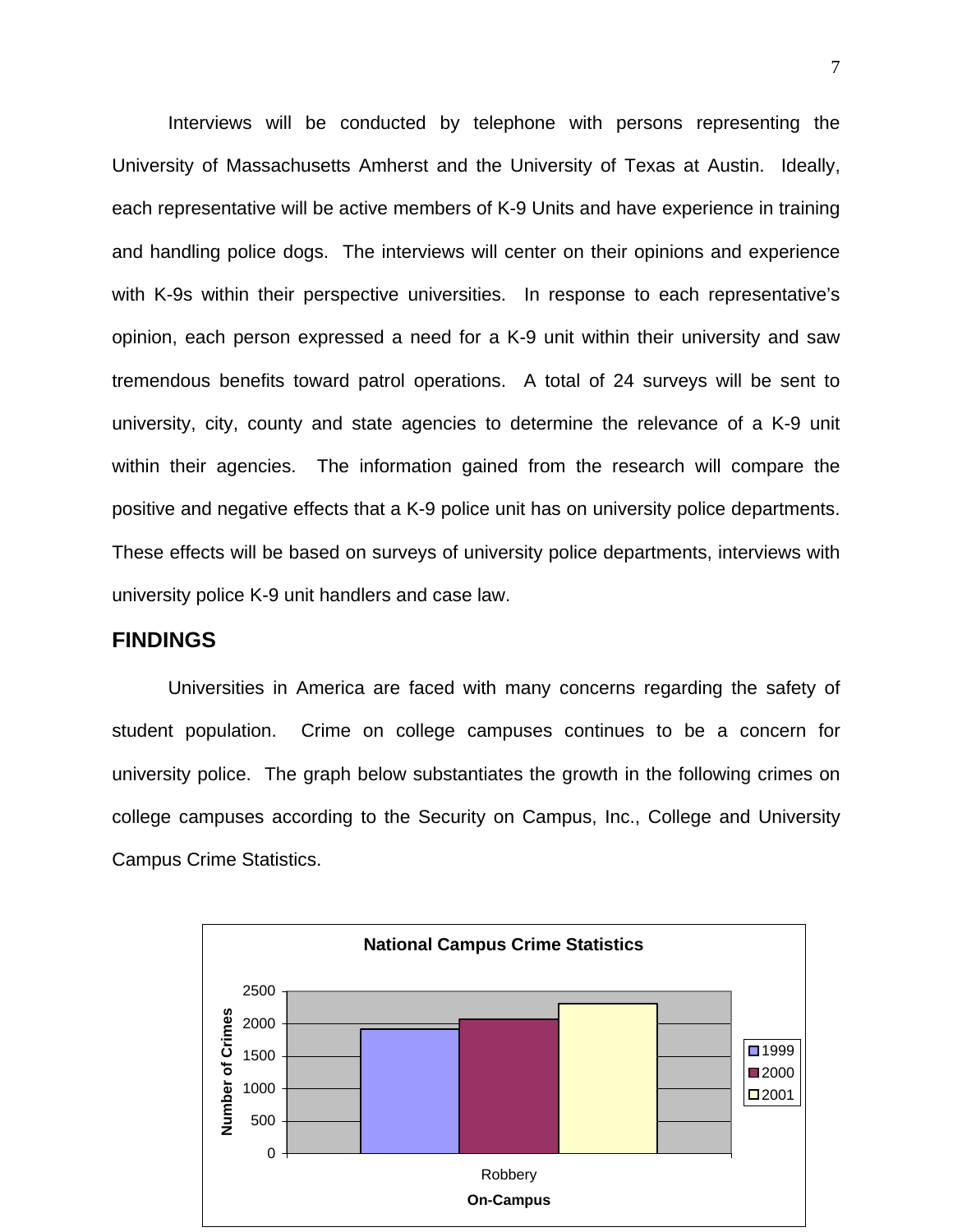Interviews will be conducted by telephone with persons representing the University of Massachusetts Amherst and the University of Texas at Austin. Ideally, each representative will be active members of K-9 Units and have experience in training and handling police dogs. The interviews will center on their opinions and experience with K-9s within their perspective universities. In response to each representative's opinion, each person expressed a need for a K-9 unit within their university and saw tremendous benefits toward patrol operations. A total of 24 surveys will be sent to university, city, county and state agencies to determine the relevance of a K-9 unit within their agencies. The information gained from the research will compare the positive and negative effects that a K-9 police unit has on university police departments. These effects will be based on surveys of university police departments, interviews with university police K-9 unit handlers and case law.

## FINDINGS

Universities in America are faced with many concerns regarding the safety of student population. Crime on college campuses continues to be a concern for university police. The graph below substantiates the growth in the following crimes on college campuses according to the Security on Campus, Inc., College and University Campus Crime Statistics.

**National Campus Crime Statistics**

Number of Crimes (0–2500); On-Campus: Robbery; Legend: 1999, 2000, 2001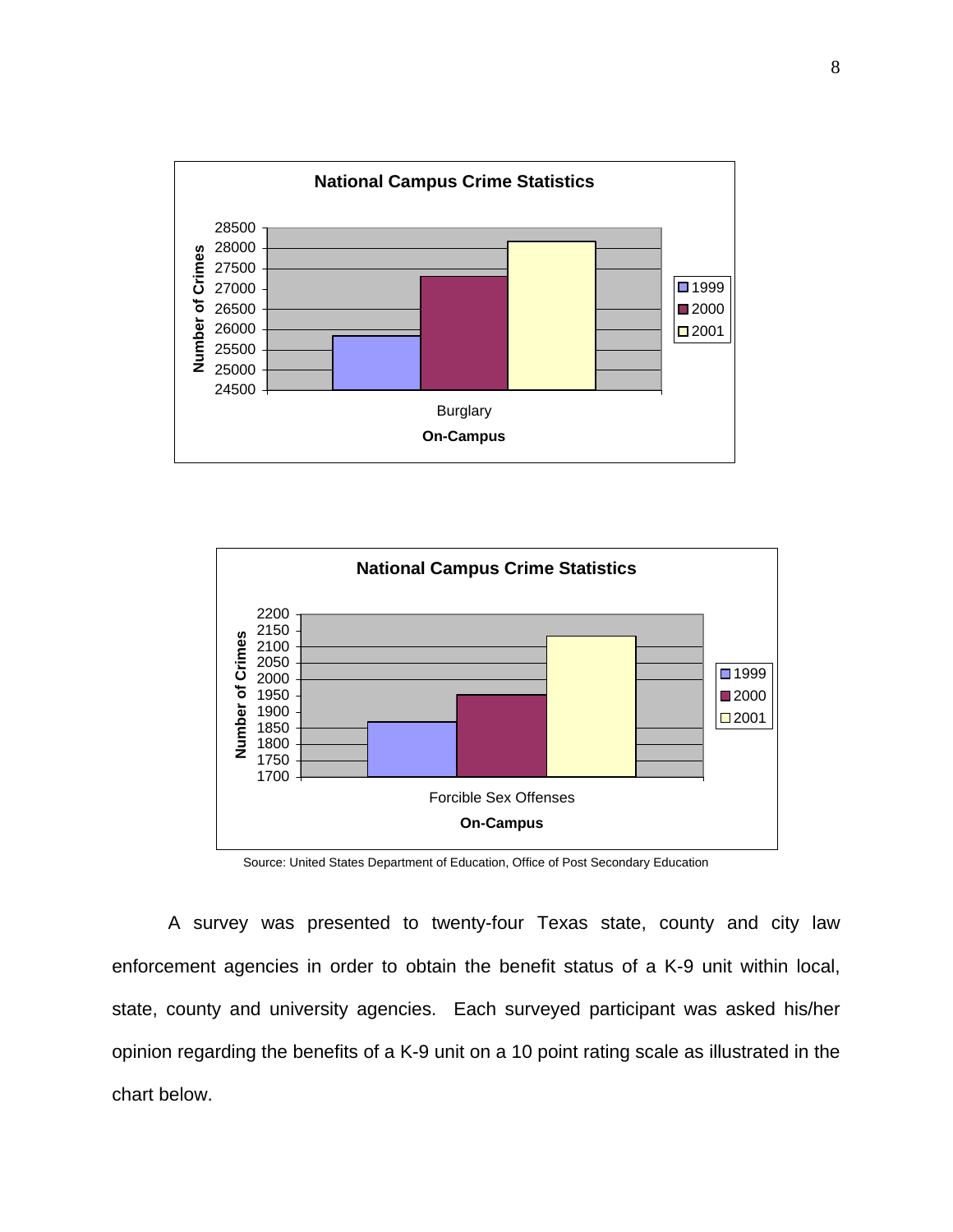**National Campus Crime Statistics**

Number of Crimes

28500
28000
27500
27000
26500
26000
25500
25000
24500

Burglary

**On-Campus**

1999
2000
2001

**National Campus Crime Statistics**

Number of Crimes

2200
2150
2100
2050
2000
1950
1900
1850
1800
1750
1700

Forcible Sex Offenses

**On-Campus**

1999
2000
2001

Source: United States Department of Education, Office of Post Secondary Education

A survey was presented to twenty-four Texas state, county and city law enforcement agencies in order to obtain the benefit status of a K-9 unit within local, state, county and university agencies. Each surveyed participant was asked his/her opinion regarding the benefits of a K-9 unit on a 10 point rating scale as illustrated in the chart below.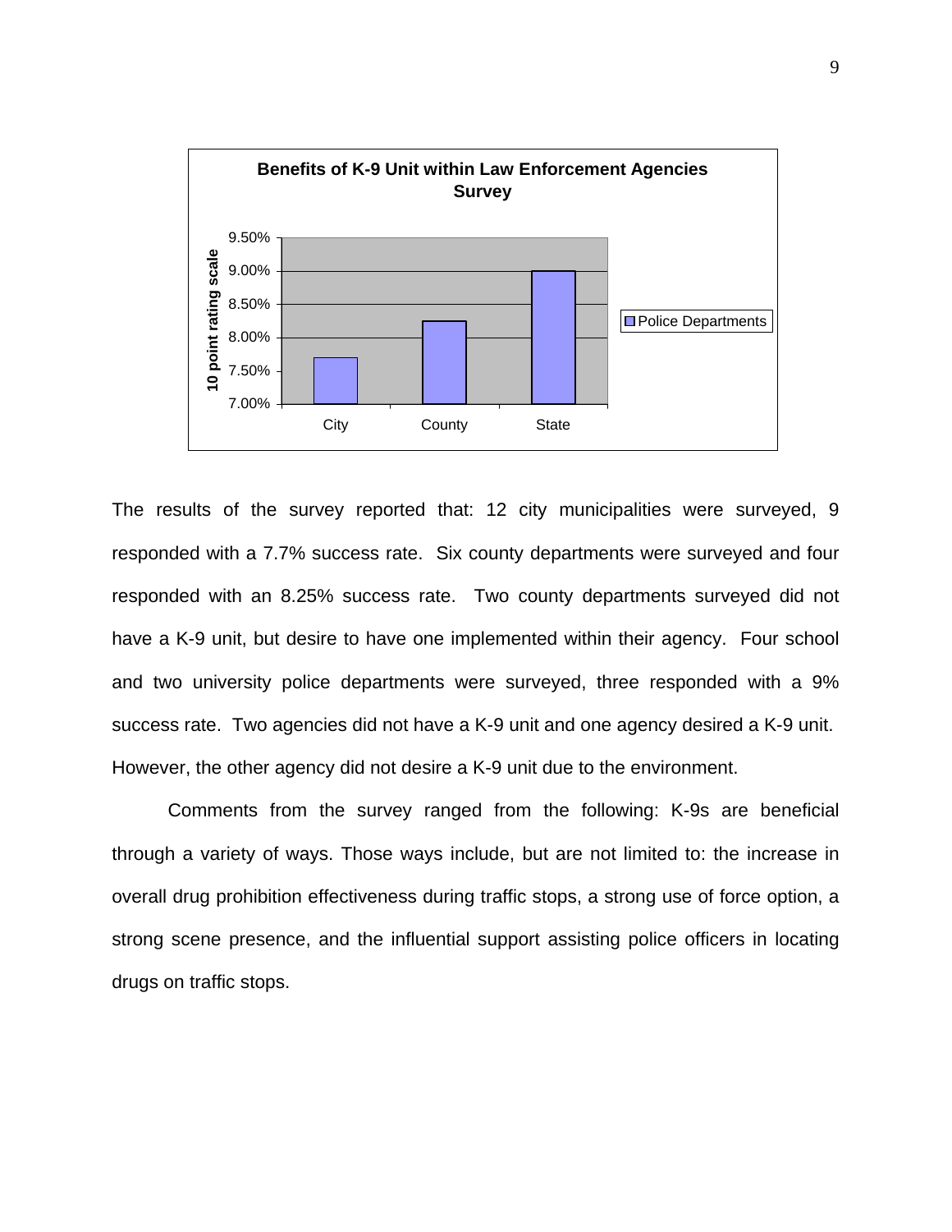**Benefits of K-9 Unit within Law Enforcement Agencies Survey**

| | Police Departments |
|---|---|
| City | 7.70% |
| County | 8.25% |
| State | 9.00% |

The results of the survey reported that: 12 city municipalities were surveyed, 9 responded with a 7.7% success rate. Six county departments were surveyed and four responded with an 8.25% success rate. Two county departments surveyed did not have a K-9 unit, but desire to have one implemented within their agency. Four school and two university police departments were surveyed, three responded with a 9% success rate. Two agencies did not have a K-9 unit and one agency desired a K-9 unit. However, the other agency did not desire a K-9 unit due to the environment.

Comments from the survey ranged from the following: K-9s are beneficial through a variety of ways. Those ways include, but are not limited to: the increase in overall drug prohibition effectiveness during traffic stops, a strong use of force option, a strong scene presence, and the influential support assisting police officers in locating drugs on traffic stops.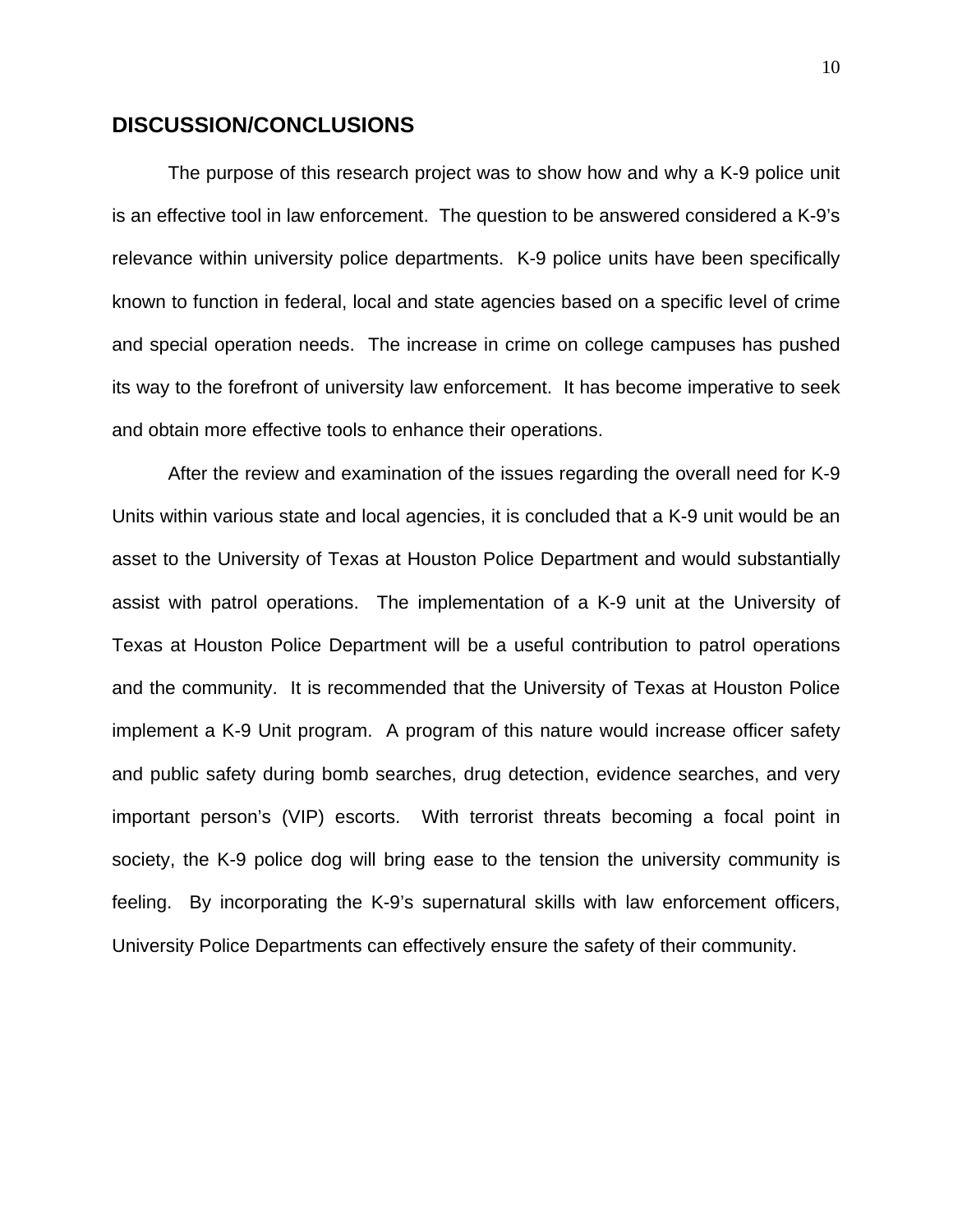## DISCUSSION/CONCLUSIONS

The purpose of this research project was to show how and why a K-9 police unit is an effective tool in law enforcement. The question to be answered considered a K-9's relevance within university police departments. K-9 police units have been specifically known to function in federal, local and state agencies based on a specific level of crime and special operation needs. The increase in crime on college campuses has pushed its way to the forefront of university law enforcement. It has become imperative to seek and obtain more effective tools to enhance their operations.

After the review and examination of the issues regarding the overall need for K-9 Units within various state and local agencies, it is concluded that a K-9 unit would be an asset to the University of Texas at Houston Police Department and would substantially assist with patrol operations. The implementation of a K-9 unit at the University of Texas at Houston Police Department will be a useful contribution to patrol operations and the community. It is recommended that the University of Texas at Houston Police implement a K-9 Unit program. A program of this nature would increase officer safety and public safety during bomb searches, drug detection, evidence searches, and very important person's (VIP) escorts. With terrorist threats becoming a focal point in society, the K-9 police dog will bring ease to the tension the university community is feeling. By incorporating the K-9's supernatural skills with law enforcement officers, University Police Departments can effectively ensure the safety of their community.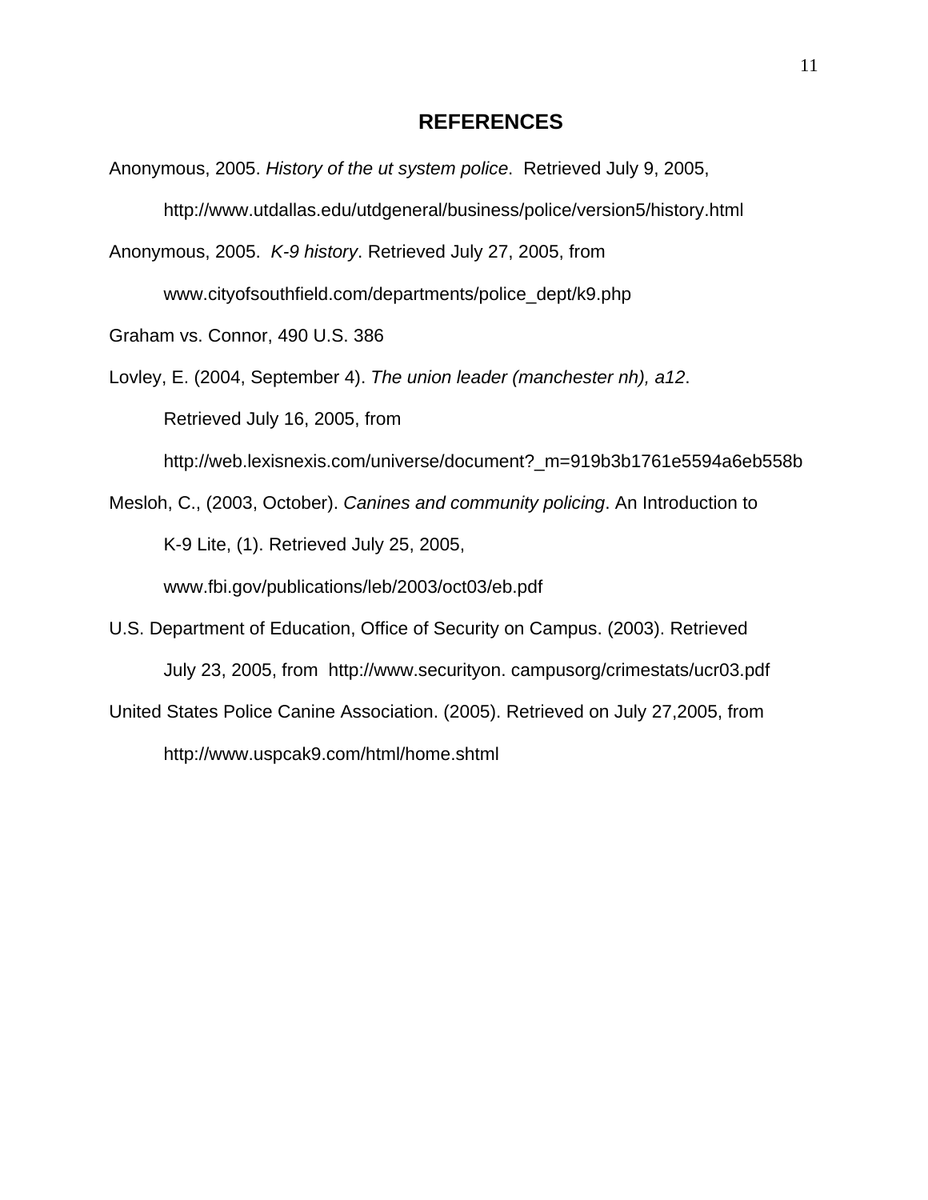# REFERENCES

Anonymous, 2005. *History of the ut system police*. Retrieved July 9, 2005, http://www.utdallas.edu/utdgeneral/business/police/version5/history.html

Anonymous, 2005. *K-9 history*. Retrieved July 27, 2005, from www.cityofsouthfield.com/departments/police_dept/k9.php

Graham vs. Connor, 490 U.S. 386

Lovley, E. (2004, September 4). *The union leader (manchester nh), a12*. Retrieved July 16, 2005, from http://web.lexisnexis.com/universe/document?_m=919b3b1761e5594a6eb558b

Mesloh, C., (2003, October). *Canines and community policing*. An Introduction to K-9 Lite, (1). Retrieved July 25, 2005, www.fbi.gov/publications/leb/2003/oct03/eb.pdf

U.S. Department of Education, Office of Security on Campus. (2003). Retrieved July 23, 2005, from http://www.securityon. campusorg/crimestats/ucr03.pdf

United States Police Canine Association. (2005). Retrieved on July 27,2005, from http://www.uspcak9.com/html/home.shtml